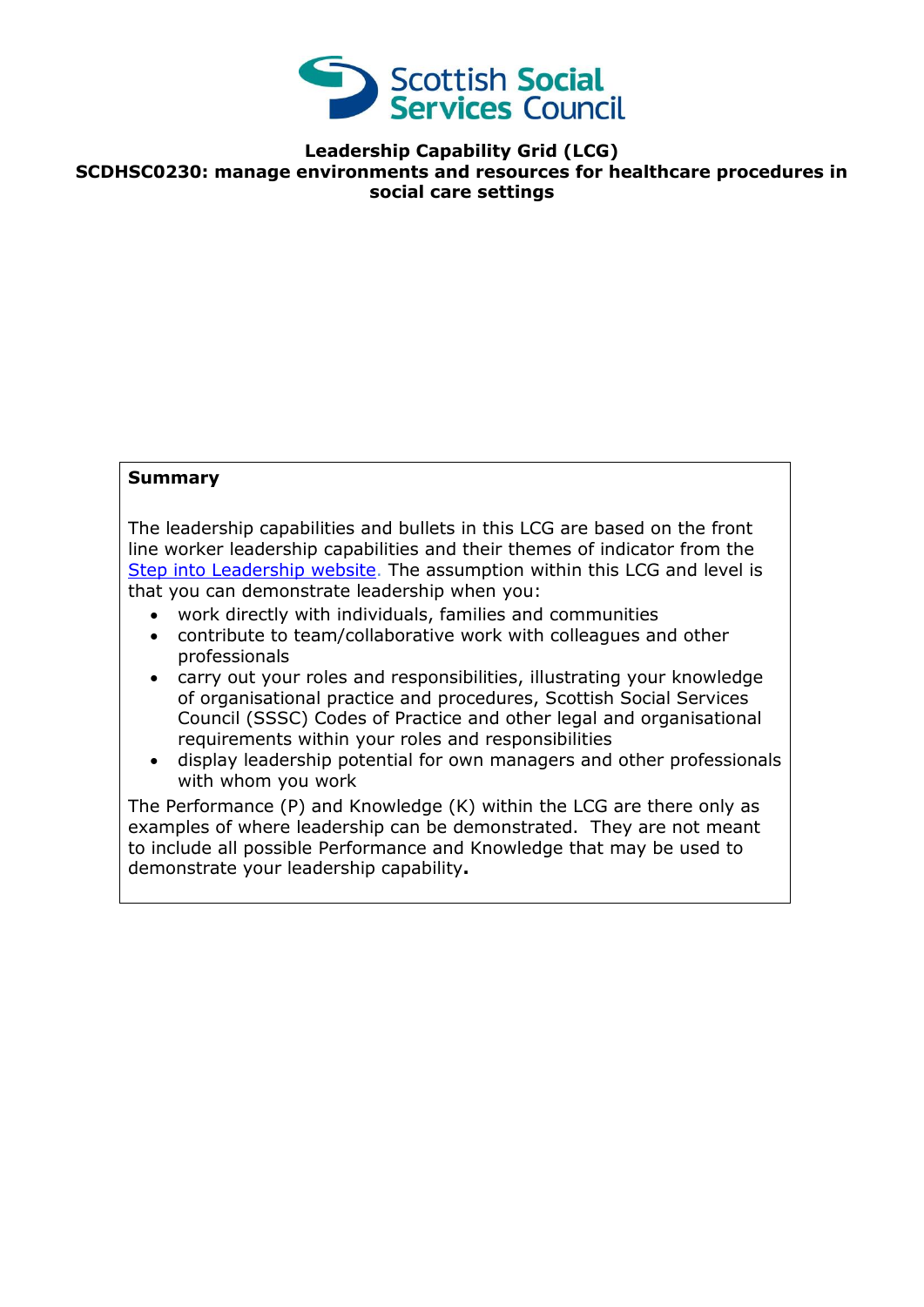**Leadership Capability Grid (LCG)**
**SCDHSC0230: manage environments and resources for healthcare procedures in social care settings**

**Summary**

The leadership capabilities and bullets in this LCG are based on the front line worker leadership capabilities and their themes of indicator from the Step into Leadership website. The assumption within this LCG and level is that you can demonstrate leadership when you:

- work directly with individuals, families and communities
- contribute to team/collaborative work with colleagues and other professionals
- carry out your roles and responsibilities, illustrating your knowledge of organisational practice and procedures, Scottish Social Services Council (SSSC) Codes of Practice and other legal and organisational requirements within your roles and responsibilities
- display leadership potential for own managers and other professionals with whom you work

The Performance (P) and Knowledge (K) within the LCG are there only as examples of where leadership can be demonstrated. They are not meant to include all possible Performance and Knowledge that may be used to demonstrate your leadership capability**.**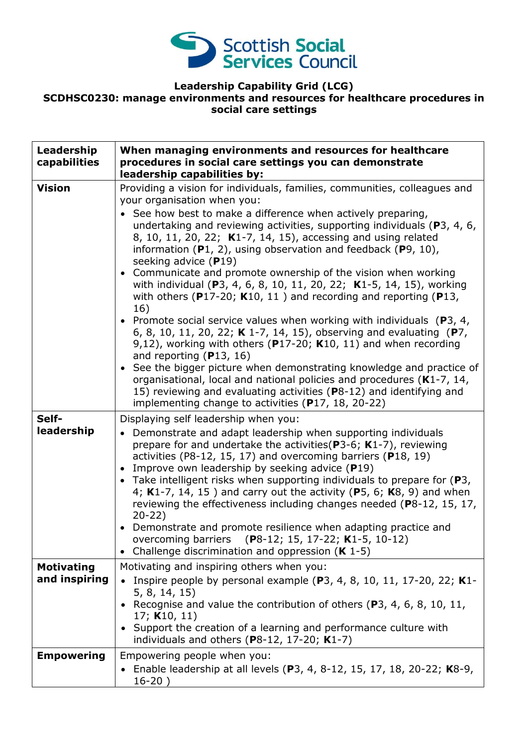**Leadership Capability Grid (LCG)**
**SCDHSC0230: manage environments and resources for healthcare procedures in social care settings**

| **Leadership capabilities** | **When managing environments and resources for healthcare procedures in social care settings you can demonstrate leadership capabilities by:** |
|---|---|
| **Vision** | Providing a vision for individuals, families, communities, colleagues and your organisation when you:<br>• See how best to make a difference when actively preparing, undertaking and reviewing activities, supporting individuals (**P**3, 4, 6, 8, 10, 11, 20, 22; **K**1-7, 14, 15), accessing and using related information (**P**1, 2), using observation and feedback (**P**9, 10), seeking advice (**P**19)<br>• Communicate and promote ownership of the vision when working with individual (**P**3, 4, 6, 8, 10, 11, 20, 22; **K**1-5, 14, 15), working with others (**P**17-20; **K**10, 11 ) and recording and reporting (**P**13, 16)<br>• Promote social service values when working with individuals (**P**3, 4, 6, 8, 10, 11, 20, 22; **K** 1-7, 14, 15), observing and evaluating (**P**7, 9,12), working with others (**P**17-20; **K**10, 11) and when recording and reporting (**P**13, 16)<br>• See the bigger picture when demonstrating knowledge and practice of organisational, local and national policies and procedures (**K**1-7, 14, 15) reviewing and evaluating activities (**P**8-12) and identifying and implementing change to activities (**P**17, 18, 20-22) |
| **Self-leadership** | Displaying self leadership when you:<br>• Demonstrate and adapt leadership when supporting individuals prepare for and undertake the activities(**P**3-6; **K**1-7), reviewing activities (P8-12, 15, 17) and overcoming barriers (**P**18, 19)<br>• Improve own leadership by seeking advice (**P**19)<br>• Take intelligent risks when supporting individuals to prepare for (**P**3, 4; **K**1-7, 14, 15 ) and carry out the activity (**P**5, 6; **K**8, 9) and when reviewing the effectiveness including changes needed (**P**8-12, 15, 17, 20-22)<br>• Demonstrate and promote resilience when adapting practice and overcoming barriers (**P**8-12; 15, 17-22; **K**1-5, 10-12)<br>• Challenge discrimination and oppression (**K** 1-5) |
| **Motivating and inspiring** | Motivating and inspiring others when you:<br>• Inspire people by personal example (**P**3, 4, 8, 10, 11, 17-20, 22; **K**1-5, 8, 14, 15)<br>• Recognise and value the contribution of others (**P**3, 4, 6, 8, 10, 11, 17; **K**10, 11)<br>• Support the creation of a learning and performance culture with individuals and others (**P**8-12, 17-20; **K**1-7) |
| **Empowering** | Empowering people when you:<br>• Enable leadership at all levels (**P**3, 4, 8-12, 15, 17, 18, 20-22; **K**8-9, 16-20 ) |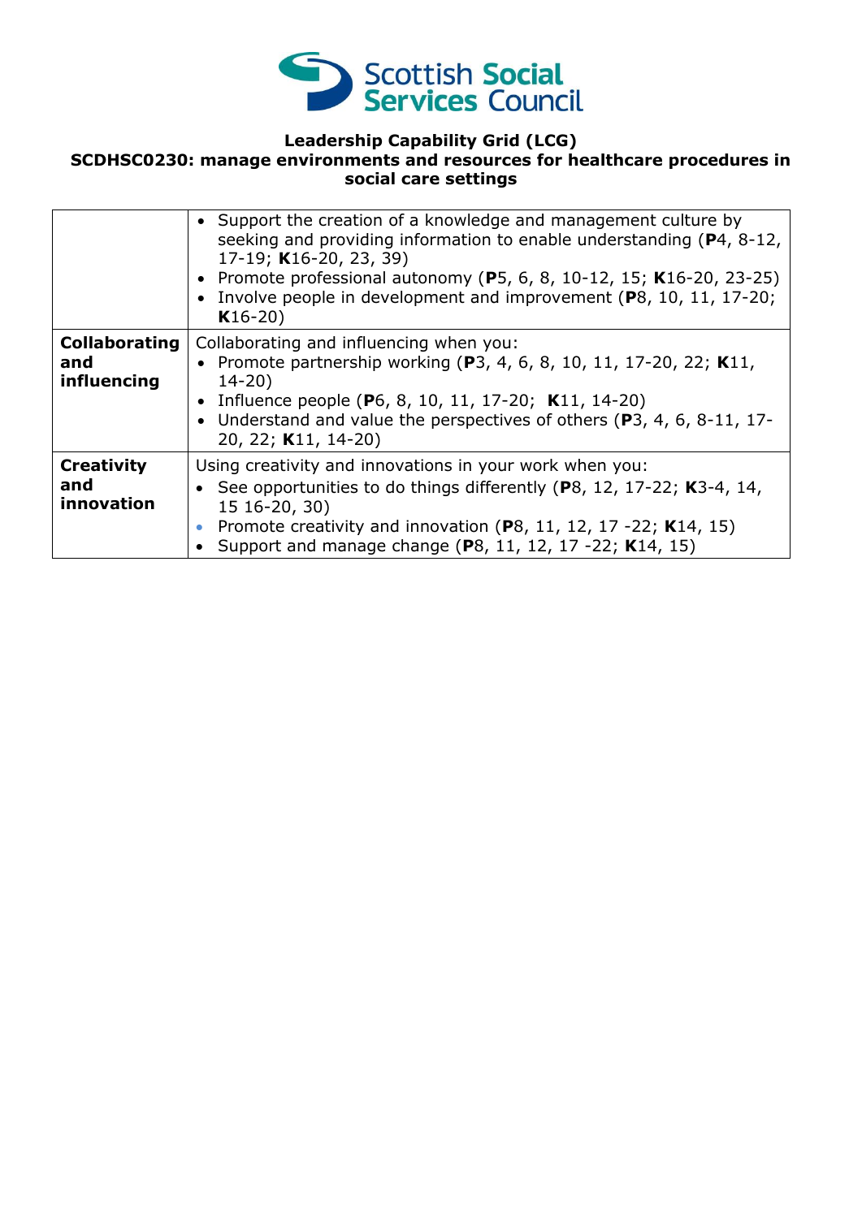**Leadership Capability Grid (LCG)**
**SCDHSC0230: manage environments and resources for healthcare procedures in social care settings**

| | |
|---|---|
| | • Support the creation of a knowledge and management culture by seeking and providing information to enable understanding (**P**4, 8-12, 17-19; **K**16-20, 23, 39)<br>• Promote professional autonomy (**P**5, 6, 8, 10-12, 15; **K**16-20, 23-25)<br>• Involve people in development and improvement (**P**8, 10, 11, 17-20; **K**16-20) |
| **Collaborating and influencing** | Collaborating and influencing when you:<br>• Promote partnership working (**P**3, 4, 6, 8, 10, 11, 17-20, 22; **K**11, 14-20)<br>• Influence people (**P**6, 8, 10, 11, 17-20; **K**11, 14-20)<br>• Understand and value the perspectives of others (**P**3, 4, 6, 8-11, 17-20, 22; **K**11, 14-20) |
| **Creativity and innovation** | Using creativity and innovations in your work when you:<br>• See opportunities to do things differently (**P**8, 12, 17-22; **K**3-4, 14, 15 16-20, 30)<br>• Promote creativity and innovation (**P**8, 11, 12, 17 -22; **K**14, 15)<br>• Support and manage change (**P**8, 11, 12, 17 -22; **K**14, 15) |